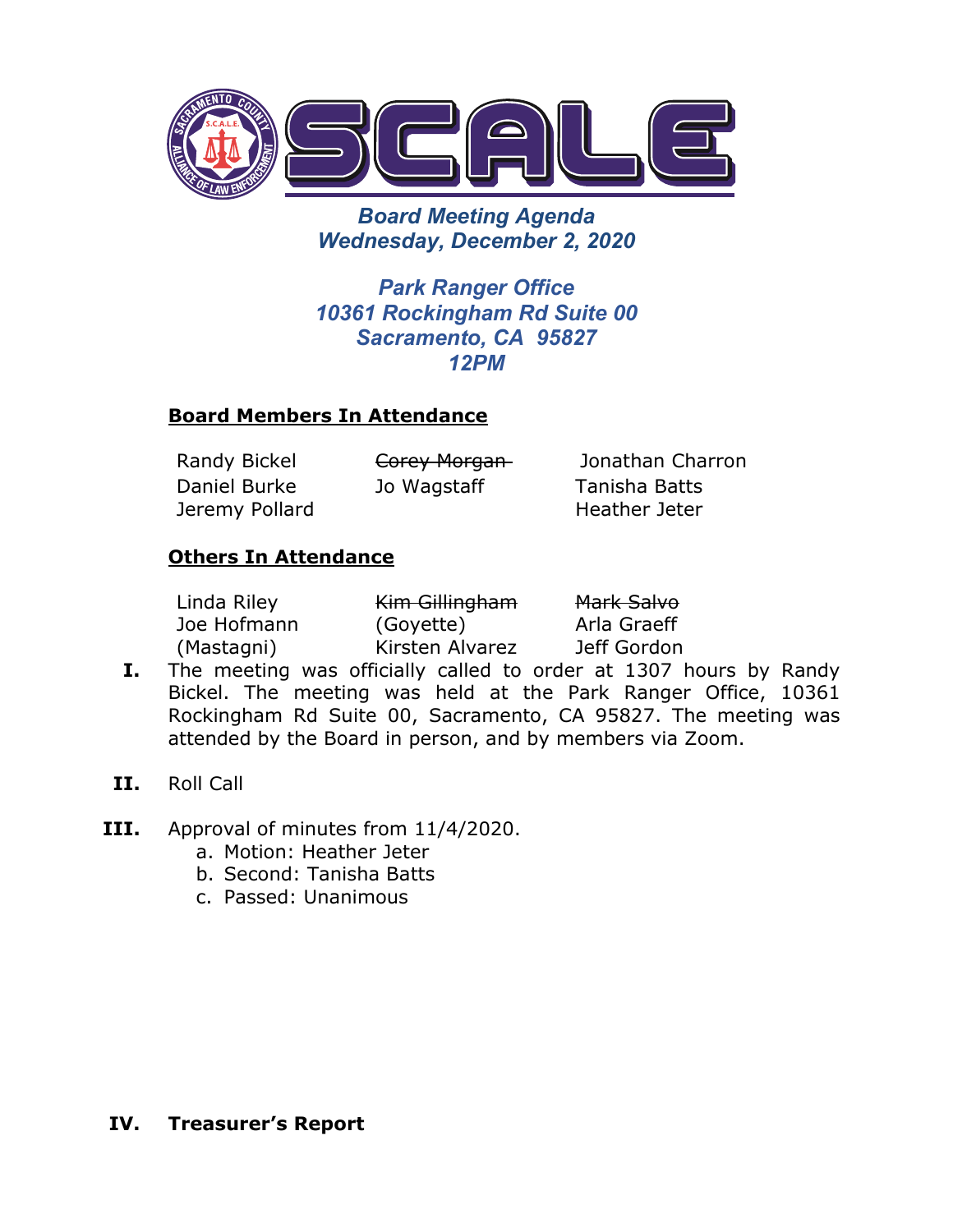# SCALE

***Board Meeting Agenda***
***Wednesday, December 2, 2020***

***Park Ranger Office***
***10361 Rockingham Rd Suite 00***
***Sacramento, CA 95827***
***12PM***

## **Board Members In Attendance**

| | | |
|---|---|---|
| Randy Bickel | ~~Corey Morgan~~ | Jonathan Charron |
| Daniel Burke | Jo Wagstaff | Tanisha Batts |
| Jeremy Pollard | | Heather Jeter |

## **Others In Attendance**

| | | |
|---|---|---|
| Linda Riley | ~~Kim Gillingham~~ | ~~Mark Salvo~~ |
| Joe Hofmann (Mastagni) | (Goyette) | Arla Graeff |
| | Kirsten Alvarez | Jeff Gordon |

**I.** The meeting was officially called to order at 1307 hours by Randy Bickel. The meeting was held at the Park Ranger Office, 10361 Rockingham Rd Suite 00, Sacramento, CA 95827. The meeting was attended by the Board in person, and by members via Zoom.

**II.** Roll Call

**III.** Approval of minutes from 11/4/2020.

a. Motion: Heather Jeter
b. Second: Tanisha Batts
c. Passed: Unanimous

**IV. Treasurer's Report**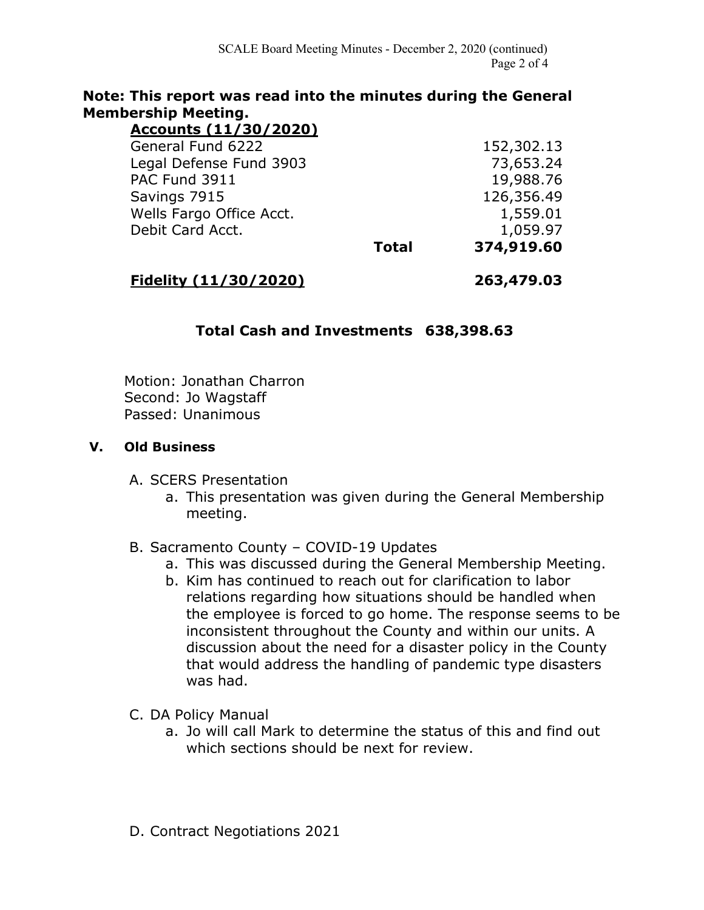**Note: This report was read into the minutes during the General Membership Meeting.**

| **Accounts (11/30/2020)** | | |
|---|---|---|
| General Fund 6222 | | 152,302.13 |
| Legal Defense Fund 3903 | | 73,653.24 |
| PAC Fund 3911 | | 19,988.76 |
| Savings 7915 | | 126,356.49 |
| Wells Fargo Office Acct. | | 1,559.01 |
| Debit Card Acct. | | 1,059.97 |
| | **Total** | **374,919.60** |
| **Fidelity (11/30/2020)** | | **263,479.03** |

**Total Cash and Investments 638,398.63**

Motion: Jonathan Charron
Second: Jo Wagstaff
Passed: Unanimous

## V. Old Business

A. SCERS Presentation
   a. This presentation was given during the General Membership meeting.

B. Sacramento County – COVID-19 Updates
   a. This was discussed during the General Membership Meeting.
   b. Kim has continued to reach out for clarification to labor relations regarding how situations should be handled when the employee is forced to go home. The response seems to be inconsistent throughout the County and within our units. A discussion about the need for a disaster policy in the County that would address the handling of pandemic type disasters was had.

C. DA Policy Manual
   a. Jo will call Mark to determine the status of this and find out which sections should be next for review.

D. Contract Negotiations 2021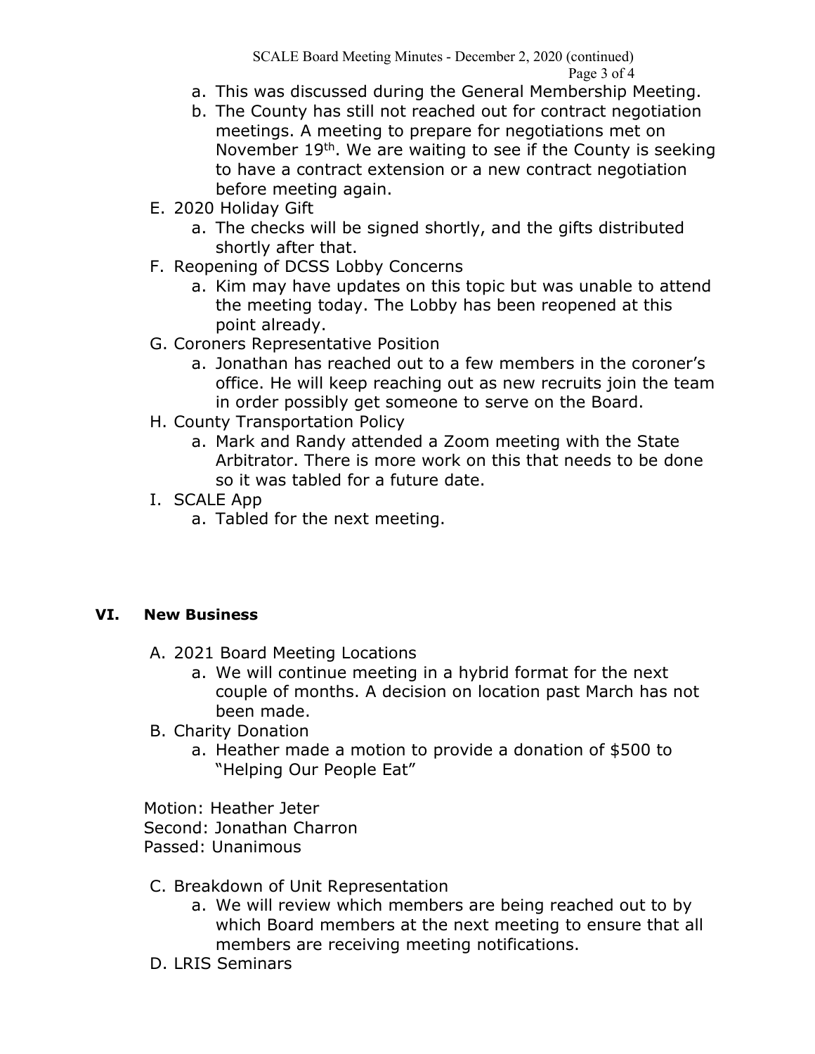a. This was discussed during the General Membership Meeting.
   b. The County has still not reached out for contract negotiation meetings. A meeting to prepare for negotiations met on November 19th. We are waiting to see if the County is seeking to have a contract extension or a new contract negotiation before meeting again.

E. 2020 Holiday Gift
   a. The checks will be signed shortly, and the gifts distributed shortly after that.

F. Reopening of DCSS Lobby Concerns
   a. Kim may have updates on this topic but was unable to attend the meeting today. The Lobby has been reopened at this point already.

G. Coroners Representative Position
   a. Jonathan has reached out to a few members in the coroner's office. He will keep reaching out as new recruits join the team in order possibly get someone to serve on the Board.

H. County Transportation Policy
   a. Mark and Randy attended a Zoom meeting with the State Arbitrator. There is more work on this that needs to be done so it was tabled for a future date.

I. SCALE App
   a. Tabled for the next meeting.

## VI. New Business

A. 2021 Board Meeting Locations
   a. We will continue meeting in a hybrid format for the next couple of months. A decision on location past March has not been made.

B. Charity Donation
   a. Heather made a motion to provide a donation of $500 to "Helping Our People Eat"

Motion: Heather Jeter
Second: Jonathan Charron
Passed: Unanimous

C. Breakdown of Unit Representation
   a. We will review which members are being reached out to by which Board members at the next meeting to ensure that all members are receiving meeting notifications.

D. LRIS Seminars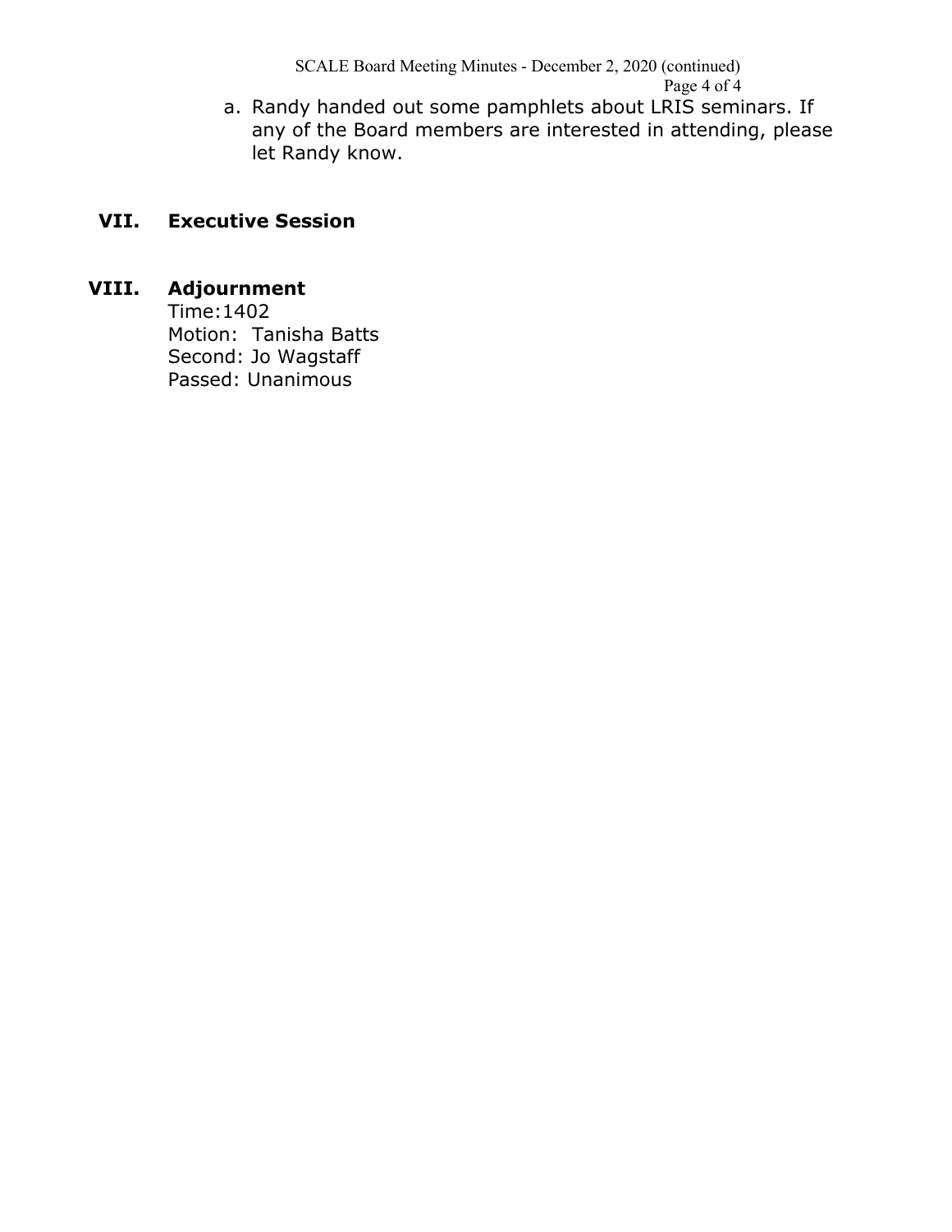a. Randy handed out some pamphlets about LRIS seminars. If any of the Board members are interested in attending, please let Randy know.

## VII. Executive Session

## VIII. Adjournment

Time:1402
Motion: Tanisha Batts
Second: Jo Wagstaff
Passed: Unanimous